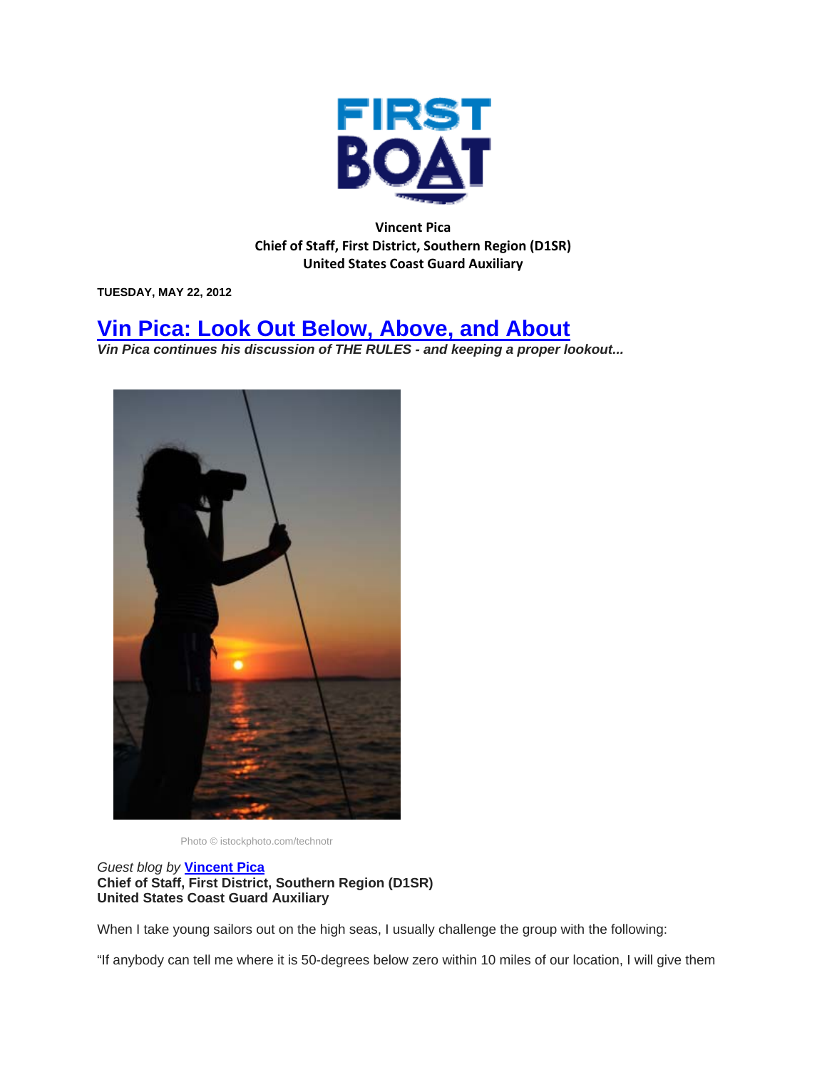# FIRST BOAT

**Vincent Pica**
**Chief of Staff, First District, Southern Region (D1SR)**
**United States Coast Guard Auxiliary**

**TUESDAY, MAY 22, 2012**

## Vin Pica: Look Out Below, Above, and About

***Vin Pica continues his discussion of THE RULES - and keeping a proper lookout...***

Photo © istockphoto.com/technotr

*Guest blog by* **Vincent Pica**
**Chief of Staff, First District, Southern Region (D1SR)**
**United States Coast Guard Auxiliary**

When I take young sailors out on the high seas, I usually challenge the group with the following:

"If anybody can tell me where it is 50-degrees below zero within 10 miles of our location, I will give them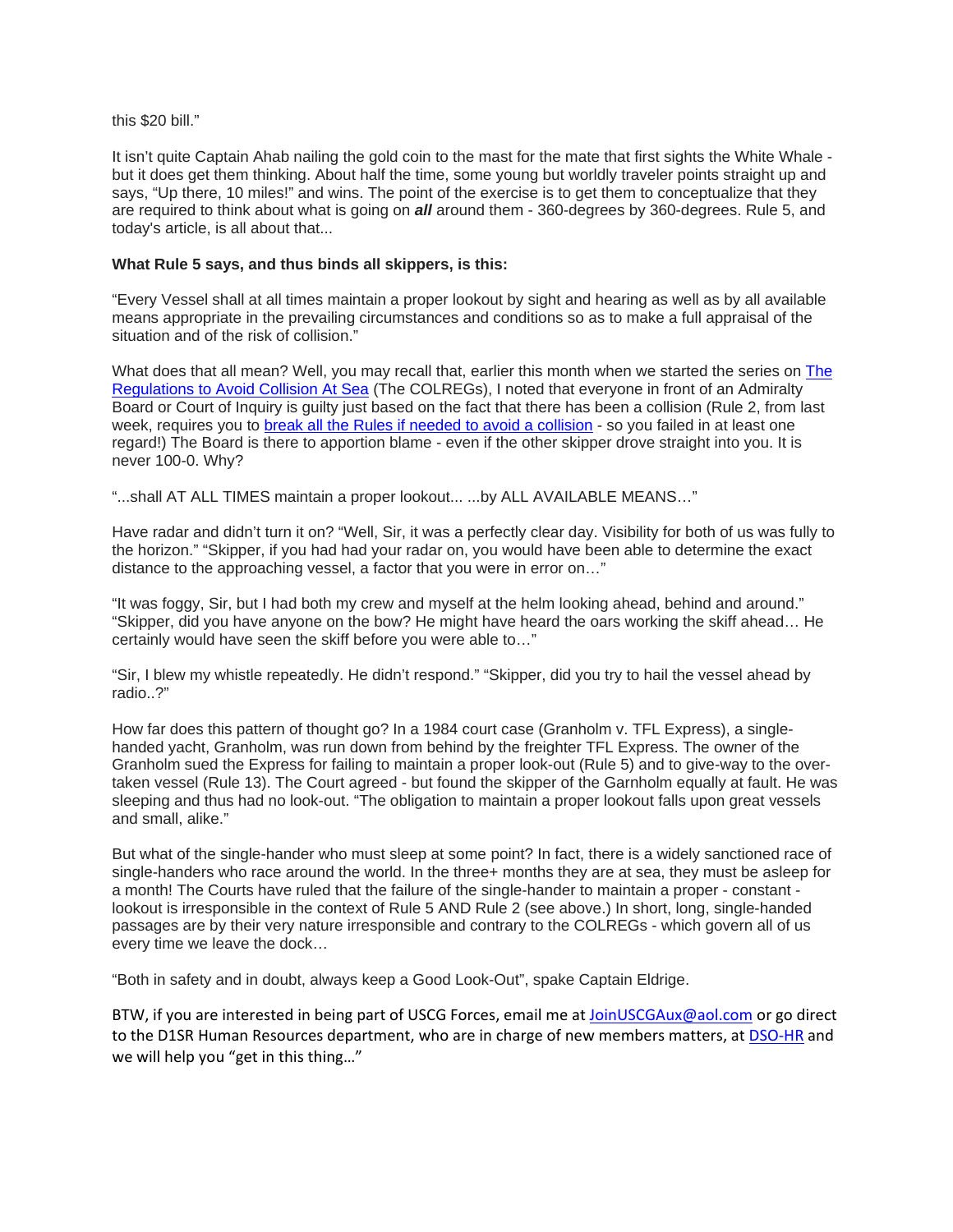this $20 bill."

It isn't quite Captain Ahab nailing the gold coin to the mast for the mate that first sights the White Whale - but it does get them thinking. About half the time, some young but worldly traveler points straight up and says, "Up there, 10 miles!" and wins. The point of the exercise is to get them to conceptualize that they are required to think about what is going on ***all*** around them - 360-degrees by 360-degrees. Rule 5, and today's article, is all about that...

**What Rule 5 says, and thus binds all skippers, is this:**

"Every Vessel shall at all times maintain a proper lookout by sight and hearing as well as by all available means appropriate in the prevailing circumstances and conditions so as to make a full appraisal of the situation and of the risk of collision."

What does that all mean? Well, you may recall that, earlier this month when we started the series on The Regulations to Avoid Collision At Sea (The COLREGs), I noted that everyone in front of an Admiralty Board or Court of Inquiry is guilty just based on the fact that there has been a collision (Rule 2, from last week, requires you to break all the Rules if needed to avoid a collision - so you failed in at least one regard!) The Board is there to apportion blame - even if the other skipper drove straight into you. It is never 100-0. Why?

"...shall AT ALL TIMES maintain a proper lookout... ...by ALL AVAILABLE MEANS…"

Have radar and didn't turn it on? "Well, Sir, it was a perfectly clear day. Visibility for both of us was fully to the horizon." "Skipper, if you had had your radar on, you would have been able to determine the exact distance to the approaching vessel, a factor that you were in error on…"

"It was foggy, Sir, but I had both my crew and myself at the helm looking ahead, behind and around." "Skipper, did you have anyone on the bow? He might have heard the oars working the skiff ahead… He certainly would have seen the skiff before you were able to…"

"Sir, I blew my whistle repeatedly. He didn't respond." "Skipper, did you try to hail the vessel ahead by radio..?"

How far does this pattern of thought go? In a 1984 court case (Granholm v. TFL Express), a single-handed yacht, Granholm, was run down from behind by the freighter TFL Express. The owner of the Granholm sued the Express for failing to maintain a proper look-out (Rule 5) and to give-way to the over-taken vessel (Rule 13). The Court agreed - but found the skipper of the Garnholm equally at fault. He was sleeping and thus had no look-out. "The obligation to maintain a proper lookout falls upon great vessels and small, alike."

But what of the single-hander who must sleep at some point? In fact, there is a widely sanctioned race of single-handers who race around the world. In the three+ months they are at sea, they must be asleep for a month! The Courts have ruled that the failure of the single-hander to maintain a proper - constant - lookout is irresponsible in the context of Rule 5 AND Rule 2 (see above.) In short, long, single-handed passages are by their very nature irresponsible and contrary to the COLREGs - which govern all of us every time we leave the dock…

"Both in safety and in doubt, always keep a Good Look-Out", spake Captain Eldrige.

BTW, if you are interested in being part of USCG Forces, email me at JoinUSCGAux@aol.com or go direct to the D1SR Human Resources department, who are in charge of new members matters, at DSO-HR and we will help you "get in this thing…"